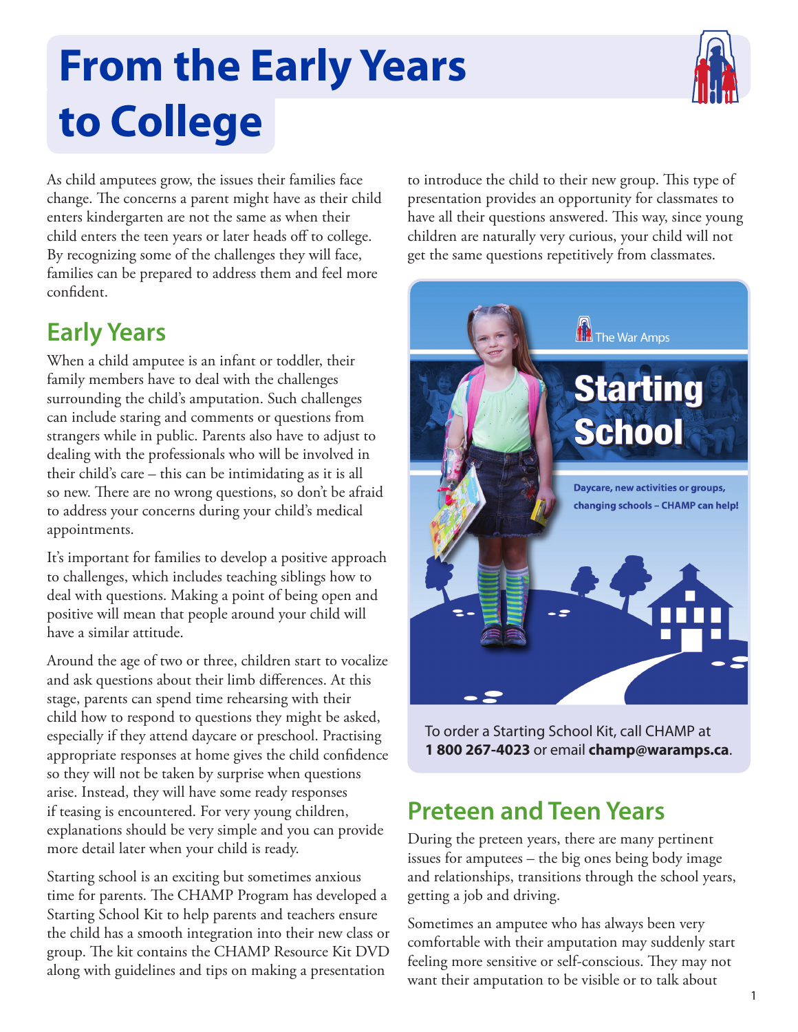# From the Early Years to College

As child amputees grow, the issues their families face change. The concerns a parent might have as their child enters kindergarten are not the same as when their child enters the teen years or later heads off to college. By recognizing some of the challenges they will face, families can be prepared to address them and feel more confident.

## Early Years

When a child amputee is an infant or toddler, their family members have to deal with the challenges surrounding the child's amputation. Such challenges can include staring and comments or questions from strangers while in public. Parents also have to adjust to dealing with the professionals who will be involved in their child's care – this can be intimidating as it is all so new. There are no wrong questions, so don't be afraid to address your concerns during your child's medical appointments.

It's important for families to develop a positive approach to challenges, which includes teaching siblings how to deal with questions. Making a point of being open and positive will mean that people around your child will have a similar attitude.

Around the age of two or three, children start to vocalize and ask questions about their limb differences. At this stage, parents can spend time rehearsing with their child how to respond to questions they might be asked, especially if they attend daycare or preschool. Practising appropriate responses at home gives the child confidence so they will not be taken by surprise when questions arise. Instead, they will have some ready responses if teasing is encountered. For very young children, explanations should be very simple and you can provide more detail later when your child is ready.

Starting school is an exciting but sometimes anxious time for parents. The CHAMP Program has developed a Starting School Kit to help parents and teachers ensure the child has a smooth integration into their new class or group. The kit contains the CHAMP Resource Kit DVD along with guidelines and tips on making a presentation to introduce the child to their new group. This type of presentation provides an opportunity for classmates to have all their questions answered. This way, since young children are naturally very curious, your child will not get the same questions repetitively from classmates.

To order a Starting School Kit, call CHAMP at **1 800 267-4023** or email **champ@waramps.ca**.

## Preteen and Teen Years

During the preteen years, there are many pertinent issues for amputees – the big ones being body image and relationships, transitions through the school years, getting a job and driving.

Sometimes an amputee who has always been very comfortable with their amputation may suddenly start feeling more sensitive or self-conscious. They may not want their amputation to be visible or to talk about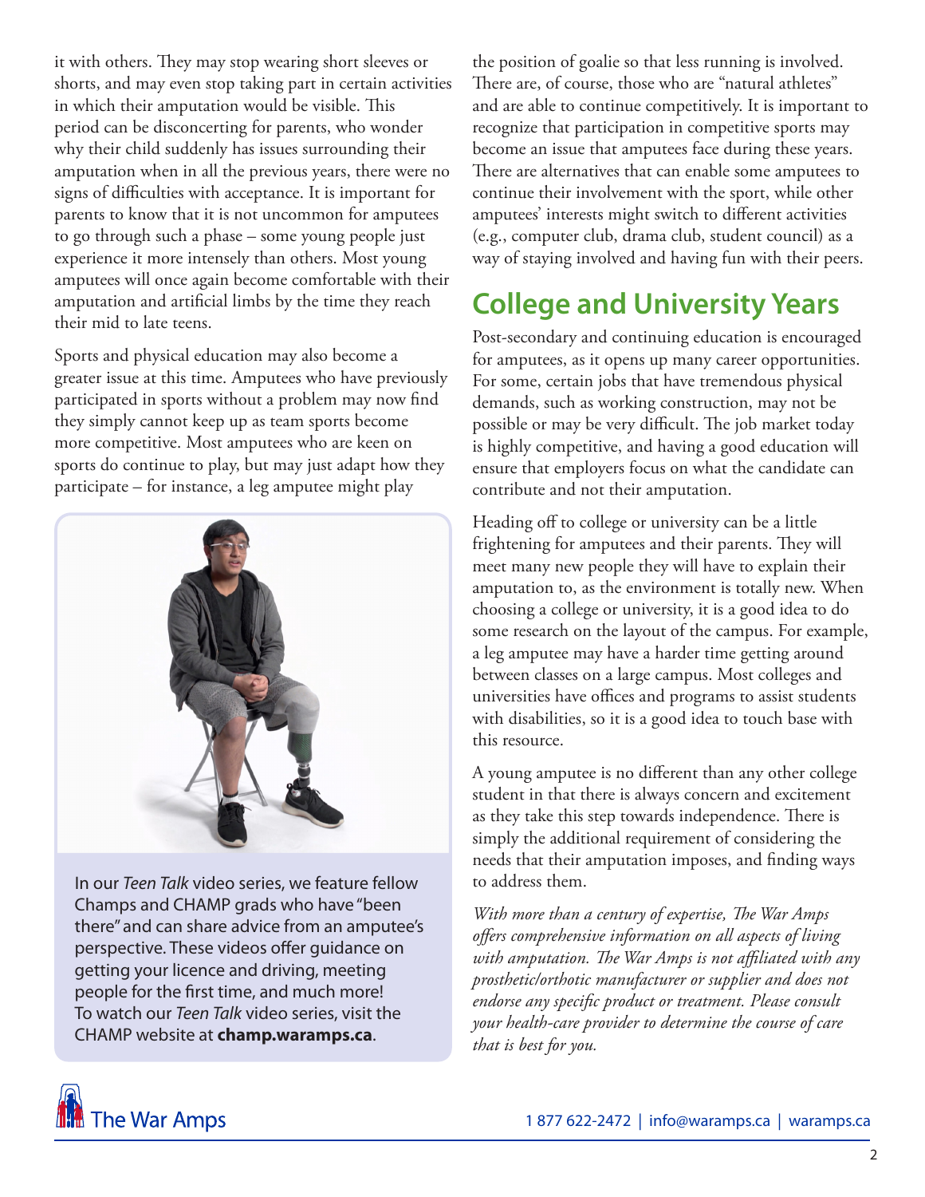it with others. They may stop wearing short sleeves or shorts, and may even stop taking part in certain activities in which their amputation would be visible. This period can be disconcerting for parents, who wonder why their child suddenly has issues surrounding their amputation when in all the previous years, there were no signs of difficulties with acceptance. It is important for parents to know that it is not uncommon for amputees to go through such a phase – some young people just experience it more intensely than others. Most young amputees will once again become comfortable with their amputation and artificial limbs by the time they reach their mid to late teens.

Sports and physical education may also become a greater issue at this time. Amputees who have previously participated in sports without a problem may now find they simply cannot keep up as team sports become more competitive. Most amputees who are keen on sports do continue to play, but may just adapt how they participate – for instance, a leg amputee might play the position of goalie so that less running is involved. There are, of course, those who are "natural athletes" and are able to continue competitively. It is important to recognize that participation in competitive sports may become an issue that amputees face during these years. There are alternatives that can enable some amputees to continue their involvement with the sport, while other amputees' interests might switch to different activities (e.g., computer club, drama club, student council) as a way of staying involved and having fun with their peers.

In our *Teen Talk* video series, we feature fellow Champs and CHAMP grads who have "been there" and can share advice from an amputee's perspective. These videos offer guidance on getting your licence and driving, meeting people for the first time, and much more! To watch our *Teen Talk* video series, visit the CHAMP website at **champ.waramps.ca**.

## College and University Years

Post-secondary and continuing education is encouraged for amputees, as it opens up many career opportunities. For some, certain jobs that have tremendous physical demands, such as working construction, may not be possible or may be very difficult. The job market today is highly competitive, and having a good education will ensure that employers focus on what the candidate can contribute and not their amputation.

Heading off to college or university can be a little frightening for amputees and their parents. They will meet many new people they will have to explain their amputation to, as the environment is totally new. When choosing a college or university, it is a good idea to do some research on the layout of the campus. For example, a leg amputee may have a harder time getting around between classes on a large campus. Most colleges and universities have offices and programs to assist students with disabilities, so it is a good idea to touch base with this resource.

A young amputee is no different than any other college student in that there is always concern and excitement as they take this step towards independence. There is simply the additional requirement of considering the needs that their amputation imposes, and finding ways to address them.

*With more than a century of expertise, The War Amps offers comprehensive information on all aspects of living with amputation. The War Amps is not affiliated with any prosthetic/orthotic manufacturer or supplier and does not endorse any specific product or treatment. Please consult your health-care provider to determine the course of care that is best for you.*

The War Amps

1 877 622-2472 | info@waramps.ca | waramps.ca